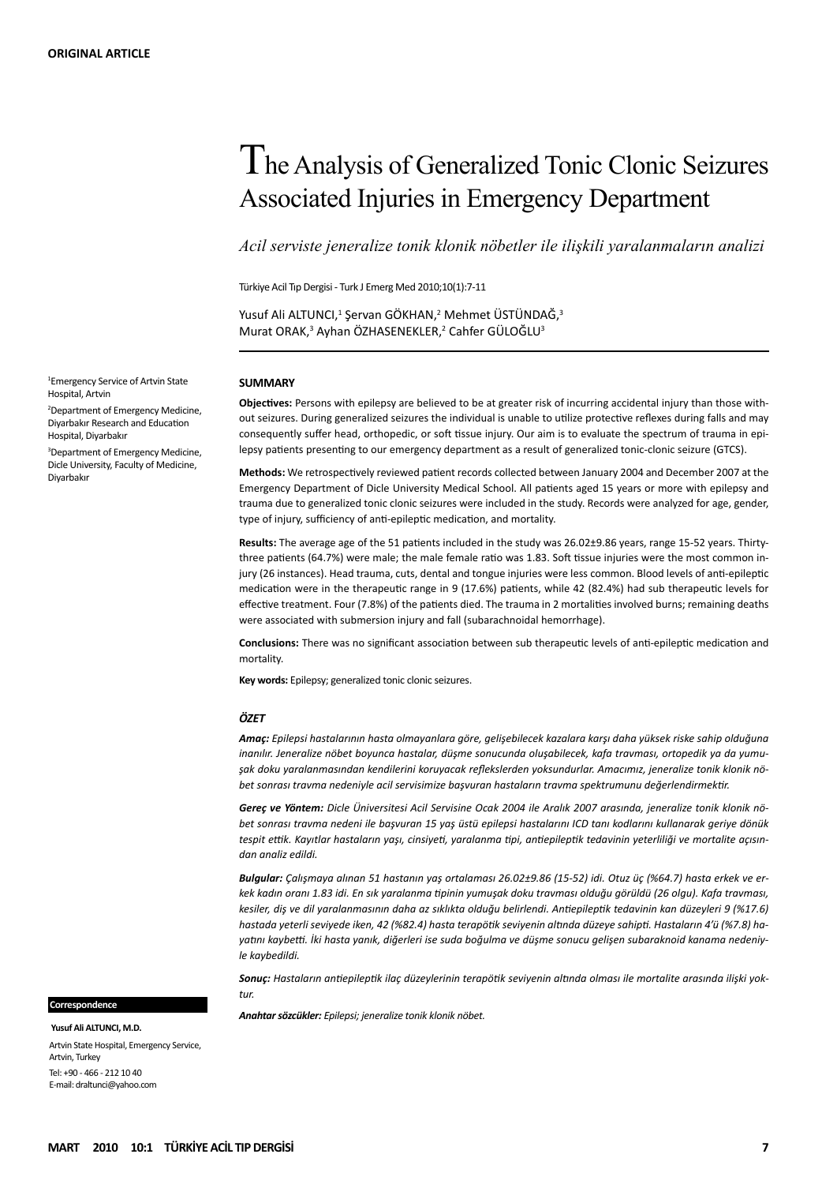**ORIGINAL ARTICLE**

# The Analysis of Generalized Tonic Clonic Seizures Associated Injuries in Emergency Department

*Acil serviste jeneralize tonik klonik nöbetler ile ilişkili yaralanmaların analizi*

Türkiye Acil Tıp Dergisi - Turk J Emerg Med 2010;10(1):7-11

Yusuf Ali ALTUNCI,[1] Şervan GÖKHAN,[2] Mehmet ÜSTÜNDAĞ,[3] Murat ORAK,[3] Ayhan ÖZHASENEKLER,[2] Cahfer GÜLOĞLU[3]

[1]Emergency Service of Artvin State Hospital, Artvin

[2]Department of Emergency Medicine, Diyarbakır Research and Education Hospital, Diyarbakır

[3]Department of Emergency Medicine, Dicle University, Faculty of Medicine, Diyarbakır

## SUMMARY

**Objectives:** Persons with epilepsy are believed to be at greater risk of incurring accidental injury than those without seizures. During generalized seizures the individual is unable to utilize protective reflexes during falls and may consequently suffer head, orthopedic, or soft tissue injury. Our aim is to evaluate the spectrum of trauma in epilepsy patients presenting to our emergency department as a result of generalized tonic-clonic seizure (GTCS).

**Methods:** We retrospectively reviewed patient records collected between January 2004 and December 2007 at the Emergency Department of Dicle University Medical School. All patients aged 15 years or more with epilepsy and trauma due to generalized tonic clonic seizures were included in the study. Records were analyzed for age, gender, type of injury, sufficiency of anti-epileptic medication, and mortality.

**Results:** The average age of the 51 patients included in the study was 26.02±9.86 years, range 15-52 years. Thirty-three patients (64.7%) were male; the male female ratio was 1.83. Soft tissue injuries were the most common injury (26 instances). Head trauma, cuts, dental and tongue injuries were less common. Blood levels of anti-epileptic medication were in the therapeutic range in 9 (17.6%) patients, while 42 (82.4%) had sub therapeutic levels for effective treatment. Four (7.8%) of the patients died. The trauma in 2 mortalities involved burns; remaining deaths were associated with submersion injury and fall (subarachnoidal hemorrhage).

**Conclusions:** There was no significant association between sub therapeutic levels of anti-epileptic medication and mortality.

**Key words:** Epilepsy; generalized tonic clonic seizures.

## *ÖZET*

***Amaç:*** *Epilepsi hastalarının hasta olmayanlara göre, gelişebilecek kazalara karşı daha yüksek riske sahip olduğuna inanılır. Jeneralize nöbet boyunca hastalar, düşme sonucunda oluşabilecek, kafa travması, ortopedik ya da yumuşak doku yaralanmasından kendilerini koruyacak reflekslerden yoksundurlar. Amacımız, jeneralize tonik klonik nöbet sonrası travma nedeniyle acil servisimize başvuran hastaların travma spektrumunu değerlendirmektir.*

***Gereç ve Yöntem:*** *Dicle Üniversitesi Acil Servisine Ocak 2004 ile Aralık 2007 arasında, jeneralize tonik klonik nöbet sonrası travma nedeni ile başvuran 15 yaş üstü epilepsi hastalarını ICD tanı kodlarını kullanarak geriye dönük tespit ettik. Kayıtlar hastaların yaşı, cinsiyeti, yaralanma tipi, antiepileptik tedavinin yeterliliği ve mortalite açısından analiz edildi.*

***Bulgular:*** *Çalışmaya alınan 51 hastanın yaş ortalaması 26.02±9.86 (15-52) idi. Otuz üç (%64.7) hasta erkek ve erkek kadın oranı 1.83 idi. En sık yaralanma tipinin yumuşak doku travması olduğu görüldü (26 olgu). Kafa travması, kesiler, diş ve dil yaralanmasının daha az sıklıkta olduğu belirlendi. Antiepileptik tedavinin kan düzeyleri 9 (%17.6) hastada yeterli seviyede iken, 42 (%82.4) hasta terapötik seviyenin altında düzeye sahipti. Hastaların 4'ü (%7.8) hayatını kaybetti. İki hasta yanık, diğerleri ise suda boğulma ve düşme sonucu gelişen subaraknoid kanama nedeniyle kaybedildi.*

***Sonuç:*** *Hastaların antiepileptik ilaç düzeylerinin terapötik seviyenin altında olması ile mortalite arasında ilişki yoktur.*

***Anahtar sözcükler:*** *Epilepsi; jeneralize tonik klonik nöbet.*

**Correspondence**

**Yusuf Ali ALTUNCI, M.D.**

Artvin State Hospital, Emergency Service, Artvin, Turkey

Tel: +90 - 466 - 212 10 40

E-mail: draltunci@yahoo.com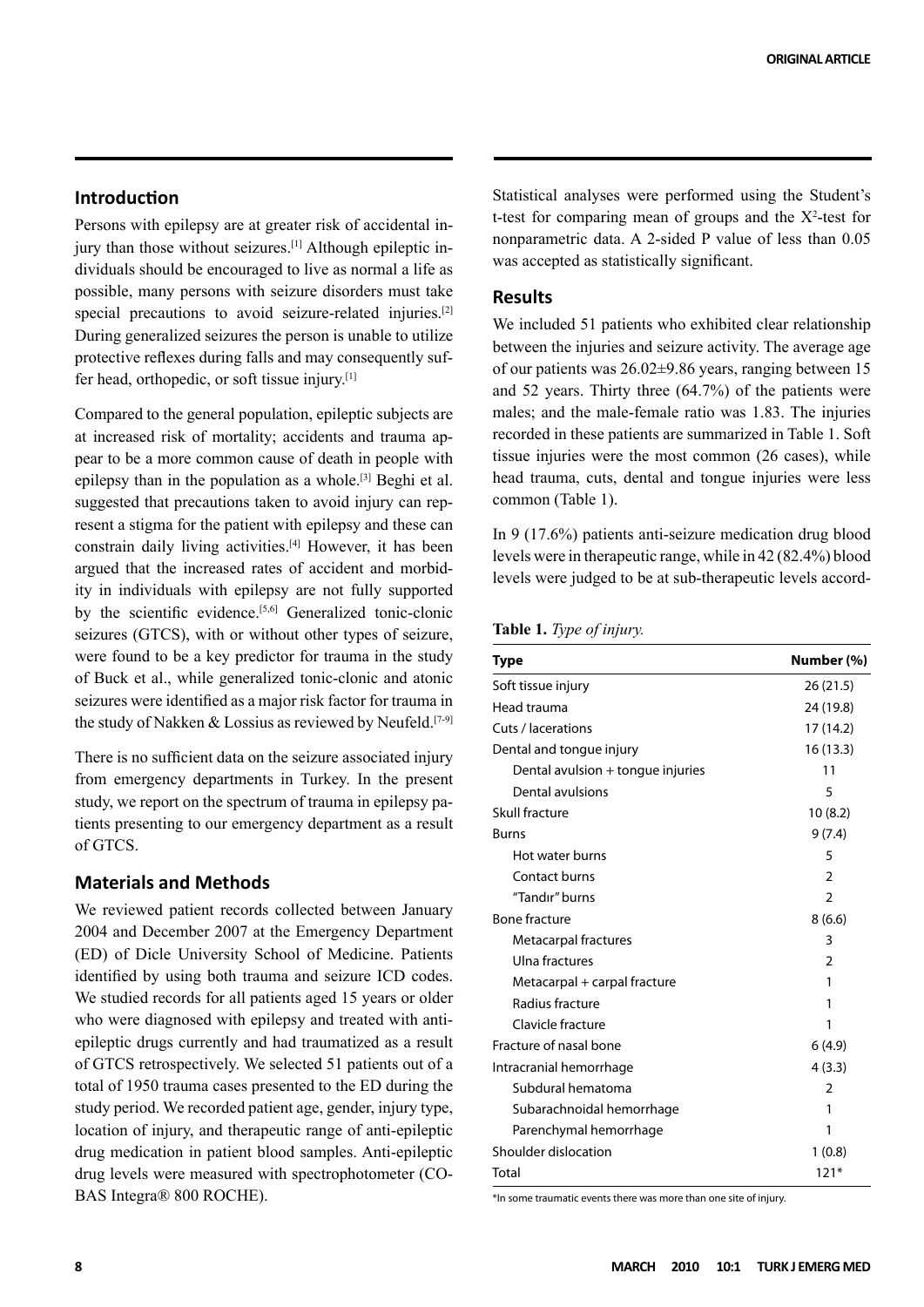## Introduction

Persons with epilepsy are at greater risk of accidental injury than those without seizures.[1] Although epileptic individuals should be encouraged to live as normal a life as possible, many persons with seizure disorders must take special precautions to avoid seizure-related injuries.[2] During generalized seizures the person is unable to utilize protective reflexes during falls and may consequently suffer head, orthopedic, or soft tissue injury.[1]

Compared to the general population, epileptic subjects are at increased risk of mortality; accidents and trauma appear to be a more common cause of death in people with epilepsy than in the population as a whole.[3] Beghi et al. suggested that precautions taken to avoid injury can represent a stigma for the patient with epilepsy and these can constrain daily living activities.[4] However, it has been argued that the increased rates of accident and morbidity in individuals with epilepsy are not fully supported by the scientific evidence.[5,6] Generalized tonic-clonic seizures (GTCS), with or without other types of seizure, were found to be a key predictor for trauma in the study of Buck et al., while generalized tonic-clonic and atonic seizures were identified as a major risk factor for trauma in the study of Nakken & Lossius as reviewed by Neufeld.[7-9]

There is no sufficient data on the seizure associated injury from emergency departments in Turkey. In the present study, we report on the spectrum of trauma in epilepsy patients presenting to our emergency department as a result of GTCS.

## Materials and Methods

We reviewed patient records collected between January 2004 and December 2007 at the Emergency Department (ED) of Dicle University School of Medicine. Patients identified by using both trauma and seizure ICD codes. We studied records for all patients aged 15 years or older who were diagnosed with epilepsy and treated with anti-epileptic drugs currently and had traumatized as a result of GTCS retrospectively. We selected 51 patients out of a total of 1950 trauma cases presented to the ED during the study period. We recorded patient age, gender, injury type, location of injury, and therapeutic range of anti-epileptic drug medication in patient blood samples. Anti-epileptic drug levels were measured with spectrophotometer (COBAS Integra® 800 ROCHE).

Statistical analyses were performed using the Student's t-test for comparing mean of groups and the $X^2$-test for nonparametric data. A 2-sided P value of less than 0.05 was accepted as statistically significant.

## Results

We included 51 patients who exhibited clear relationship between the injuries and seizure activity. The average age of our patients was 26.02±9.86 years, ranging between 15 and 52 years. Thirty three (64.7%) of the patients were males; and the male-female ratio was 1.83. The injuries recorded in these patients are summarized in Table 1. Soft tissue injuries were the most common (26 cases), while head trauma, cuts, dental and tongue injuries were less common (Table 1).

In 9 (17.6%) patients anti-seizure medication drug blood levels were in therapeutic range, while in 42 (82.4%) blood levels were judged to be at sub-therapeutic levels accord-

**Table 1.** *Type of injury.*

| Type | Number (%) |
|---|---|
| Soft tissue injury | 26 (21.5) |
| Head trauma | 24 (19.8) |
| Cuts / lacerations | 17 (14.2) |
| Dental and tongue injury | 16 (13.3) |
| Dental avulsion + tongue injuries | 11 |
| Dental avulsions | 5 |
| Skull fracture | 10 (8.2) |
| Burns | 9 (7.4) |
| Hot water burns | 5 |
| Contact burns | 2 |
| "Tandır" burns | 2 |
| Bone fracture | 8 (6.6) |
| Metacarpal fractures | 3 |
| Ulna fractures | 2 |
| Metacarpal + carpal fracture | 1 |
| Radius fracture | 1 |
| Clavicle fracture | 1 |
| Fracture of nasal bone | 6 (4.9) |
| Intracranial hemorrhage | 4 (3.3) |
| Subdural hematoma | 2 |
| Subarachnoidal hemorrhage | 1 |
| Parenchymal hemorrhage | 1 |
| Shoulder dislocation | 1 (0.8) |
| Total | 121* |

*In some traumatic events there was more than one site of injury.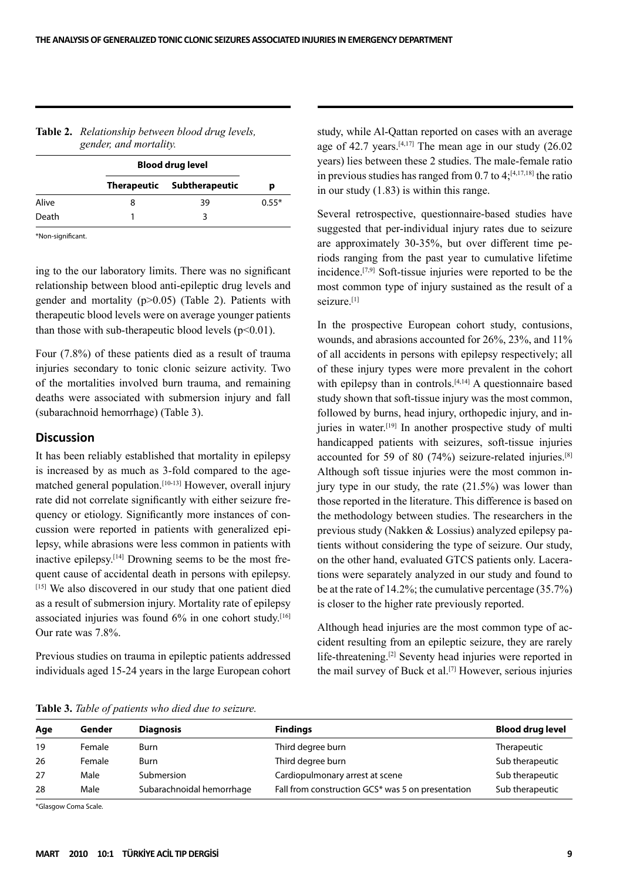**Table 2.** *Relationship between blood drug levels, gender, and mortality.*

| | Blood drug level | | |
|---|---|---|---|
| | Therapeutic | Subtherapeutic | p |
| Alive | 8 | 39 | 0.55* |
| Death | 1 | 3 | |

*Non-significant.

ing to the our laboratory limits. There was no significant relationship between blood anti-epileptic drug levels and gender and mortality ($p>0.05$) (Table 2). Patients with therapeutic blood levels were on average younger patients than those with sub-therapeutic blood levels ($p<0.01$).

Four (7.8%) of these patients died as a result of trauma injuries secondary to tonic clonic seizure activity. Two of the mortalities involved burn trauma, and remaining deaths were associated with submersion injury and fall (subarachnoid hemorrhage) (Table 3).

## Discussion

It has been reliably established that mortality in epilepsy is increased by as much as 3-fold compared to the age-matched general population.[10-13] However, overall injury rate did not correlate significantly with either seizure frequency or etiology. Significantly more instances of concussion were reported in patients with generalized epilepsy, while abrasions were less common in patients with inactive epilepsy.[14] Drowning seems to be the most frequent cause of accidental death in persons with epilepsy.[15] We also discovered in our study that one patient died as a result of submersion injury. Mortality rate of epilepsy associated injuries was found 6% in one cohort study.[16] Our rate was 7.8%.

Previous studies on trauma in epileptic patients addressed individuals aged 15-24 years in the large European cohort study, while Al-Qattan reported on cases with an average age of 42.7 years.[4,17] The mean age in our study (26.02 years) lies between these 2 studies. The male-female ratio in previous studies has ranged from 0.7 to 4;[4,17,18] the ratio in our study (1.83) is within this range.

Several retrospective, questionnaire-based studies have suggested that per-individual injury rates due to seizure are approximately 30-35%, but over different time periods ranging from the past year to cumulative lifetime incidence.[7,9] Soft-tissue injuries were reported to be the most common type of injury sustained as the result of a seizure.[1]

In the prospective European cohort study, contusions, wounds, and abrasions accounted for 26%, 23%, and 11% of all accidents in persons with epilepsy respectively; all of these injury types were more prevalent in the cohort with epilepsy than in controls.[4,14] A questionnaire based study shown that soft-tissue injury was the most common, followed by burns, head injury, orthopedic injury, and injuries in water.[19] In another prospective study of multi handicapped patients with seizures, soft-tissue injuries accounted for 59 of 80 (74%) seizure-related injuries.[8] Although soft tissue injuries were the most common injury type in our study, the rate (21.5%) was lower than those reported in the literature. This difference is based on the methodology between studies. The researchers in the previous study (Nakken & Lossius) analyzed epilepsy patients without considering the type of seizure. Our study, on the other hand, evaluated GTCS patients only. Lacerations were separately analyzed in our study and found to be at the rate of 14.2%; the cumulative percentage (35.7%) is closer to the higher rate previously reported.

Although head injuries are the most common type of accident resulting from an epileptic seizure, they are rarely life-threatening.[2] Seventy head injuries were reported in the mail survey of Buck et al.[7] However, serious injuries

**Table 3.** *Table of patients who died due to seizure.*

| Age | Gender | Diagnosis | Findings | Blood drug level |
|---|---|---|---|---|
| 19 | Female | Burn | Third degree burn | Therapeutic |
| 26 | Female | Burn | Third degree burn | Sub therapeutic |
| 27 | Male | Submersion | Cardiopulmonary arrest at scene | Sub therapeutic |
| 28 | Male | Subarachnoidal hemorrhage | Fall from construction GCS* was 5 on presentation | Sub therapeutic |

*Glasgow Coma Scale.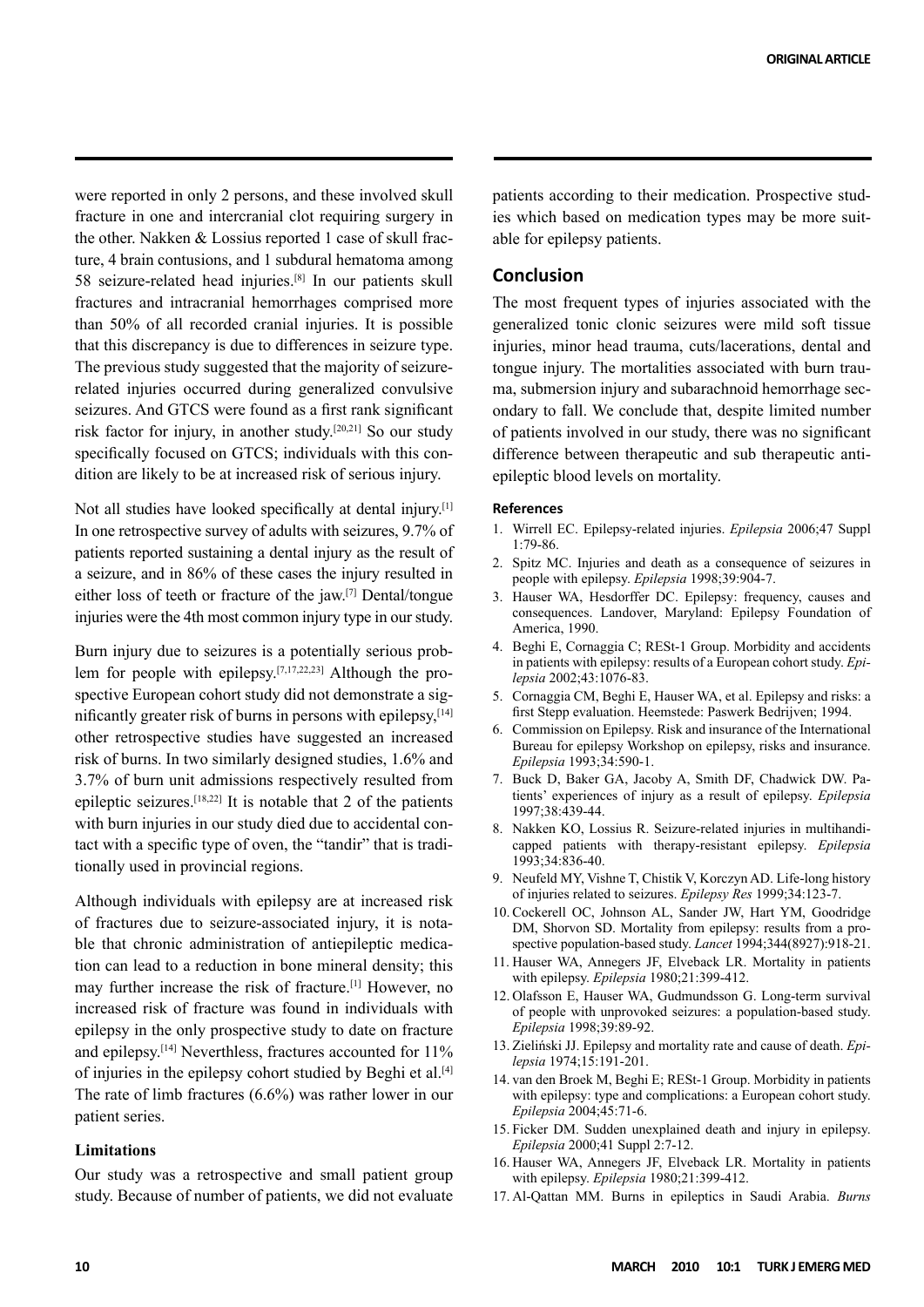were reported in only 2 persons, and these involved skull fracture in one and intercranial clot requiring surgery in the other. Nakken & Lossius reported 1 case of skull fracture, 4 brain contusions, and 1 subdural hematoma among 58 seizure-related head injuries.[8] In our patients skull fractures and intracranial hemorrhages comprised more than 50% of all recorded cranial injuries. It is possible that this discrepancy is due to differences in seizure type. The previous study suggested that the majority of seizure-related injuries occurred during generalized convulsive seizures. And GTCS were found as a first rank significant risk factor for injury, in another study.[20,21] So our study specifically focused on GTCS; individuals with this condition are likely to be at increased risk of serious injury.

Not all studies have looked specifically at dental injury.[1] In one retrospective survey of adults with seizures, 9.7% of patients reported sustaining a dental injury as the result of a seizure, and in 86% of these cases the injury resulted in either loss of teeth or fracture of the jaw.[7] Dental/tongue injuries were the 4th most common injury type in our study.

Burn injury due to seizures is a potentially serious problem for people with epilepsy.[7,17,22,23] Although the prospective European cohort study did not demonstrate a significantly greater risk of burns in persons with epilepsy,[14] other retrospective studies have suggested an increased risk of burns. In two similarly designed studies, 1.6% and 3.7% of burn unit admissions respectively resulted from epileptic seizures.[18,22] It is notable that 2 of the patients with burn injuries in our study died due to accidental contact with a specific type of oven, the "tandir" that is traditionally used in provincial regions.

Although individuals with epilepsy are at increased risk of fractures due to seizure-associated injury, it is notable that chronic administration of antiepileptic medication can lead to a reduction in bone mineral density; this may further increase the risk of fracture.[1] However, no increased risk of fracture was found in individuals with epilepsy in the only prospective study to date on fracture and epilepsy.[14] Neverthless, fractures accounted for 11% of injuries in the epilepsy cohort studied by Beghi et al.[4] The rate of limb fractures (6.6%) was rather lower in our patient series.

### Limitations

Our study was a retrospective and small patient group study. Because of number of patients, we did not evaluate patients according to their medication. Prospective studies which based on medication types may be more suitable for epilepsy patients.

## Conclusion

The most frequent types of injuries associated with the generalized tonic clonic seizures were mild soft tissue injuries, minor head trauma, cuts/lacerations, dental and tongue injury. The mortalities associated with burn trauma, submersion injury and subarachnoid hemorrhage secondary to fall. We conclude that, despite limited number of patients involved in our study, there was no significant difference between therapeutic and sub therapeutic antiepileptic blood levels on mortality.

### References

1. Wirrell EC. Epilepsy-related injuries. *Epilepsia* 2006;47 Suppl 1:79-86.
2. Spitz MC. Injuries and death as a consequence of seizures in people with epilepsy. *Epilepsia* 1998;39:904-7.
3. Hauser WA, Hesdorffer DC. Epilepsy: frequency, causes and consequences. Landover, Maryland: Epilepsy Foundation of America, 1990.
4. Beghi E, Cornaggia C; RESt-1 Group. Morbidity and accidents in patients with epilepsy: results of a European cohort study. *Epilepsia* 2002;43:1076-83.
5. Cornaggia CM, Beghi E, Hauser WA, et al. Epilepsy and risks: a first Stepp evaluation. Heemstede: Paswerk Bedrijven; 1994.
6. Commission on Epilepsy. Risk and insurance of the International Bureau for epilepsy Workshop on epilepsy, risks and insurance. *Epilepsia* 1993;34:590-1.
7. Buck D, Baker GA, Jacoby A, Smith DF, Chadwick DW. Patients' experiences of injury as a result of epilepsy. *Epilepsia* 1997;38:439-44.
8. Nakken KO, Lossius R. Seizure-related injuries in multihandicapped patients with therapy-resistant epilepsy. *Epilepsia* 1993;34:836-40.
9. Neufeld MY, Vishne T, Chistik V, Korczyn AD. Life-long history of injuries related to seizures. *Epilepsy Res* 1999;34:123-7.
10. Cockerell OC, Johnson AL, Sander JW, Hart YM, Goodridge DM, Shorvon SD. Mortality from epilepsy: results from a prospective population-based study. *Lancet* 1994;344(8927):918-21.
11. Hauser WA, Annegers JF, Elveback LR. Mortality in patients with epilepsy. *Epilepsia* 1980;21:399-412.
12. Olafsson E, Hauser WA, Gudmundsson G. Long-term survival of people with unprovoked seizures: a population-based study. *Epilepsia* 1998;39:89-92.
13. Zieliński JJ. Epilepsy and mortality rate and cause of death. *Epilepsia* 1974;15:191-201.
14. van den Broek M, Beghi E; RESt-1 Group. Morbidity in patients with epilepsy: type and complications: a European cohort study. *Epilepsia* 2004;45:71-6.
15. Ficker DM. Sudden unexplained death and injury in epilepsy. *Epilepsia* 2000;41 Suppl 2:7-12.
16. Hauser WA, Annegers JF, Elveback LR. Mortality in patients with epilepsy. *Epilepsia* 1980;21:399-412.
17. Al-Qattan MM. Burns in epileptics in Saudi Arabia. *Burns*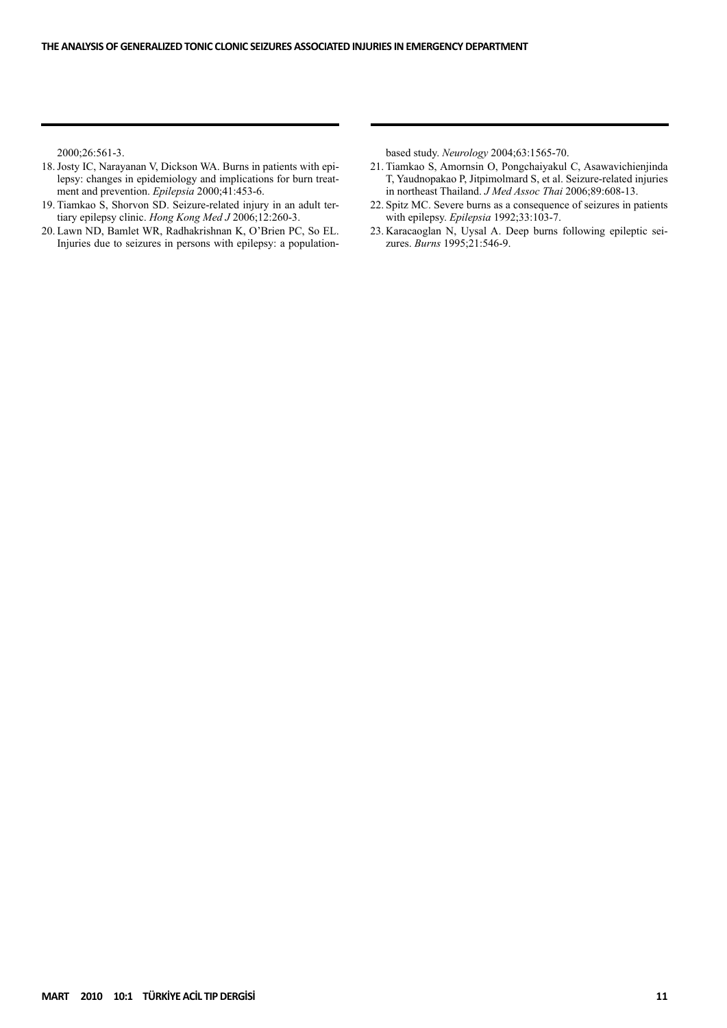2000;26:561-3.

18. Josty IC, Narayanan V, Dickson WA. Burns in patients with epilepsy: changes in epidemiology and implications for burn treatment and prevention. *Epilepsia* 2000;41:453-6.
19. Tiamkao S, Shorvon SD. Seizure-related injury in an adult tertiary epilepsy clinic. *Hong Kong Med J* 2006;12:260-3.
20. Lawn ND, Bamlet WR, Radhakrishnan K, O'Brien PC, So EL. Injuries due to seizures in persons with epilepsy: a population-based study. *Neurology* 2004;63:1565-70.
21. Tiamkao S, Amornsin O, Pongchaiyakul C, Asawavichienjinda T, Yaudnopakao P, Jitpimolmard S, et al. Seizure-related injuries in northeast Thailand. *J Med Assoc Thai* 2006;89:608-13.
22. Spitz MC. Severe burns as a consequence of seizures in patients with epilepsy. *Epilepsia* 1992;33:103-7.
23. Karacaoglan N, Uysal A. Deep burns following epileptic seizures. *Burns* 1995;21:546-9.